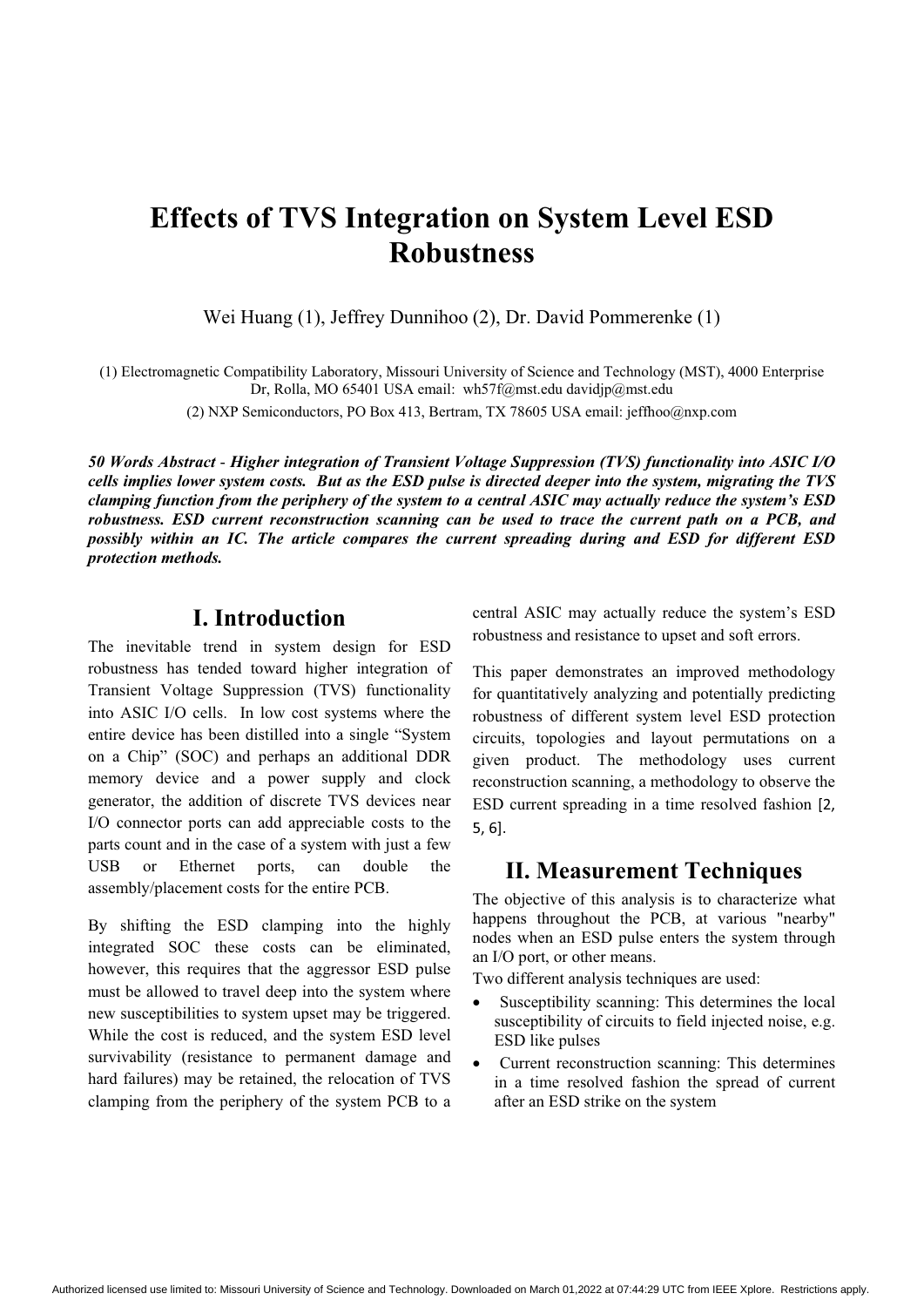# Effects of TVS Integration on System Level ESD Robustness

Wei Huang (1), Jeffrey Dunnihoo (2), Dr. David Pommerenke (1)

(1) Electromagnetic Compatibility Laboratory, Missouri University of Science and Technology (MST), 4000 Enterprise Dr, Rolla, MO 65401 USA email: wh57f@mst.edu davidjp@mst.edu

(2) NXP Semiconductors, PO Box 413, Bertram, TX 78605 USA email: jeffhoo@nxp.com

***50 Words Abstract - Higher integration of Transient Voltage Suppression (TVS) functionality into ASIC I/O cells implies lower system costs. But as the ESD pulse is directed deeper into the system, migrating the TVS clamping function from the periphery of the system to a central ASIC may actually reduce the system's ESD robustness. ESD current reconstruction scanning can be used to trace the current path on a PCB, and possibly within an IC. The article compares the current spreading during and ESD for different ESD protection methods.***

## I. Introduction

The inevitable trend in system design for ESD robustness has tended toward higher integration of Transient Voltage Suppression (TVS) functionality into ASIC I/O cells. In low cost systems where the entire device has been distilled into a single "System on a Chip" (SOC) and perhaps an additional DDR memory device and a power supply and clock generator, the addition of discrete TVS devices near I/O connector ports can add appreciable costs to the parts count and in the case of a system with just a few USB or Ethernet ports, can double the assembly/placement costs for the entire PCB.

By shifting the ESD clamping into the highly integrated SOC these costs can be eliminated, however, this requires that the aggressor ESD pulse must be allowed to travel deep into the system where new susceptibilities to system upset may be triggered. While the cost is reduced, and the system ESD level survivability (resistance to permanent damage and hard failures) may be retained, the relocation of TVS clamping from the periphery of the system PCB to a central ASIC may actually reduce the system's ESD robustness and resistance to upset and soft errors.

This paper demonstrates an improved methodology for quantitatively analyzing and potentially predicting robustness of different system level ESD protection circuits, topologies and layout permutations on a given product. The methodology uses current reconstruction scanning, a methodology to observe the ESD current spreading in a time resolved fashion [2, 5, 6].

## II. Measurement Techniques

The objective of this analysis is to characterize what happens throughout the PCB, at various "nearby" nodes when an ESD pulse enters the system through an I/O port, or other means.

Two different analysis techniques are used:

- Susceptibility scanning: This determines the local susceptibility of circuits to field injected noise, e.g. ESD like pulses
- Current reconstruction scanning: This determines in a time resolved fashion the spread of current after an ESD strike on the system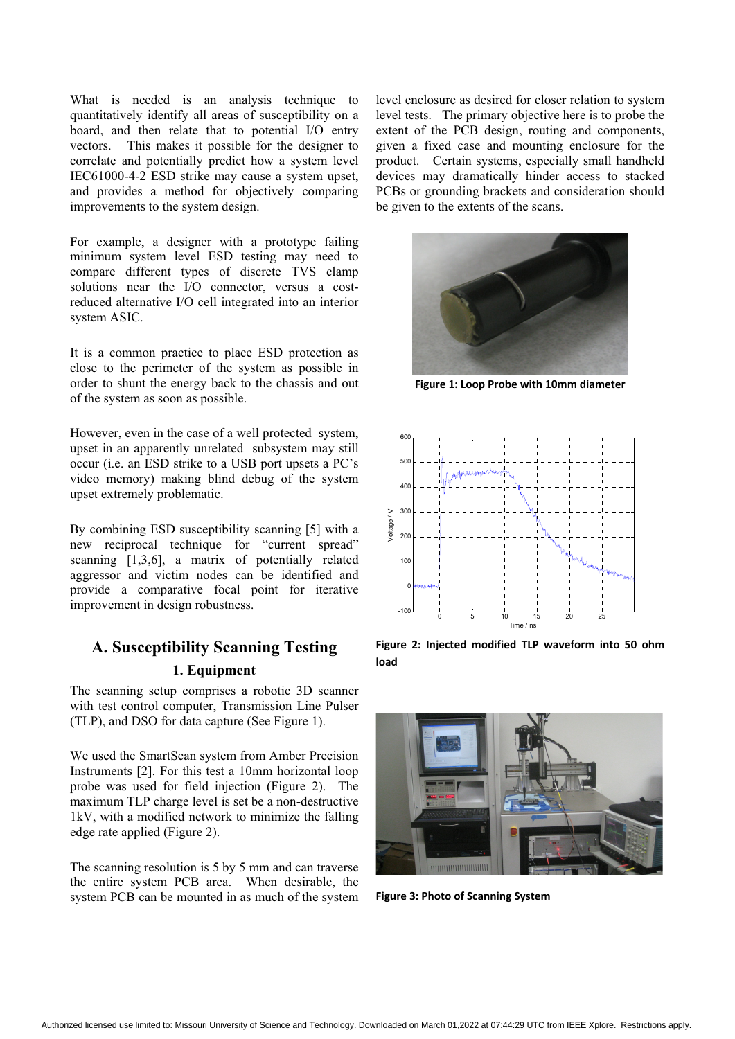What is needed is an analysis technique to quantitatively identify all areas of susceptibility on a board, and then relate that to potential I/O entry vectors. This makes it possible for the designer to correlate and potentially predict how a system level IEC61000-4-2 ESD strike may cause a system upset, and provides a method for objectively comparing improvements to the system design.

For example, a designer with a prototype failing minimum system level ESD testing may need to compare different types of discrete TVS clamp solutions near the I/O connector, versus a cost-reduced alternative I/O cell integrated into an interior system ASIC.

It is a common practice to place ESD protection as close to the perimeter of the system as possible in order to shunt the energy back to the chassis and out of the system as soon as possible.

However, even in the case of a well protected system, upset in an apparently unrelated subsystem may still occur (i.e. an ESD strike to a USB port upsets a PC's video memory) making blind debug of the system upset extremely problematic.

By combining ESD susceptibility scanning [5] with a new reciprocal technique for "current spread" scanning [1,3,6], a matrix of potentially related aggressor and victim nodes can be identified and provide a comparative focal point for iterative improvement in design robustness.

## A. Susceptibility Scanning Testing

### 1. Equipment

The scanning setup comprises a robotic 3D scanner with test control computer, Transmission Line Pulser (TLP), and DSO for data capture (See Figure 1).

We used the SmartScan system from Amber Precision Instruments [2]. For this test a 10mm horizontal loop probe was used for field injection (Figure 2). The maximum TLP charge level is set be a non-destructive 1kV, with a modified network to minimize the falling edge rate applied (Figure 2).

The scanning resolution is 5 by 5 mm and can traverse the entire system PCB area. When desirable, the system PCB can be mounted in as much of the system level enclosure as desired for closer relation to system level tests. The primary objective here is to probe the extent of the PCB design, routing and components, given a fixed case and mounting enclosure for the product. Certain systems, especially small handheld devices may dramatically hinder access to stacked PCBs or grounding brackets and consideration should be given to the extents of the scans.

**Figure 1: Loop Probe with 10mm diameter**

**Figure 2: Injected modified TLP waveform into 50 ohm load**

**Figure 3: Photo of Scanning System**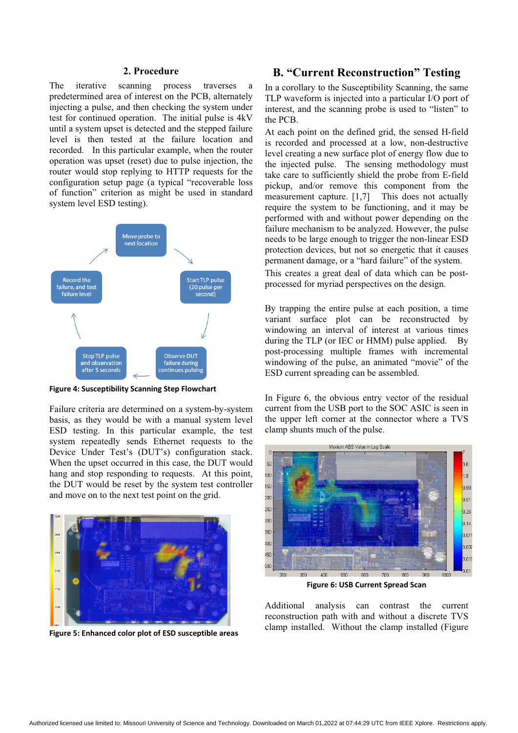### 2. Procedure

The iterative scanning process traverses a predetermined area of interest on the PCB, alternately injecting a pulse, and then checking the system under test for continued operation. The initial pulse is 4kV until a system upset is detected and the stepped failure level is then tested at the failure location and recorded. In this particular example, when the router operation was upset (reset) due to pulse injection, the router would stop replying to HTTP requests for the configuration setup page (a typical "recoverable loss of function" criterion as might be used in standard system level ESD testing).

**Figure 4: Susceptibility Scanning Step Flowchart**

Failure criteria are determined on a system-by-system basis, as they would be with a manual system level ESD testing. In this particular example, the test system repeatedly sends Ethernet requests to the Device Under Test's (DUT's) configuration stack. When the upset occurred in this case, the DUT would hang and stop responding to requests. At this point, the DUT would be reset by the system test controller and move on to the next test point on the grid.

**Figure 5: Enhanced color plot of ESD susceptible areas**

## B. "Current Reconstruction" Testing

In a corollary to the Susceptibility Scanning, the same TLP waveform is injected into a particular I/O port of interest, and the scanning probe is used to "listen" to the PCB.

At each point on the defined grid, the sensed H-field is recorded and processed at a low, non-destructive level creating a new surface plot of energy flow due to the injected pulse. The sensing methodology must take care to sufficiently shield the probe from E-field pickup, and/or remove this component from the measurement capture. [1,7] This does not actually require the system to be functioning, and it may be performed with and without power depending on the failure mechanism to be analyzed. However, the pulse needs to be large enough to trigger the non-linear ESD protection devices, but not so energetic that it causes permanent damage, or a "hard failure" of the system.

This creates a great deal of data which can be post-processed for myriad perspectives on the design.

By trapping the entire pulse at each position, a time variant surface plot can be reconstructed by windowing an interval of interest at various times during the TLP (or IEC or HMM) pulse applied. By post-processing multiple frames with incremental windowing of the pulse, an animated "movie" of the ESD current spreading can be assembled.

In Figure 6, the obvious entry vector of the residual current from the USB port to the SOC ASIC is seen in the upper left corner at the connector where a TVS clamp shunts much of the pulse.

**Figure 6: USB Current Spread Scan**

Additional analysis can contrast the current reconstruction path with and without a discrete TVS clamp installed. Without the clamp installed (Figure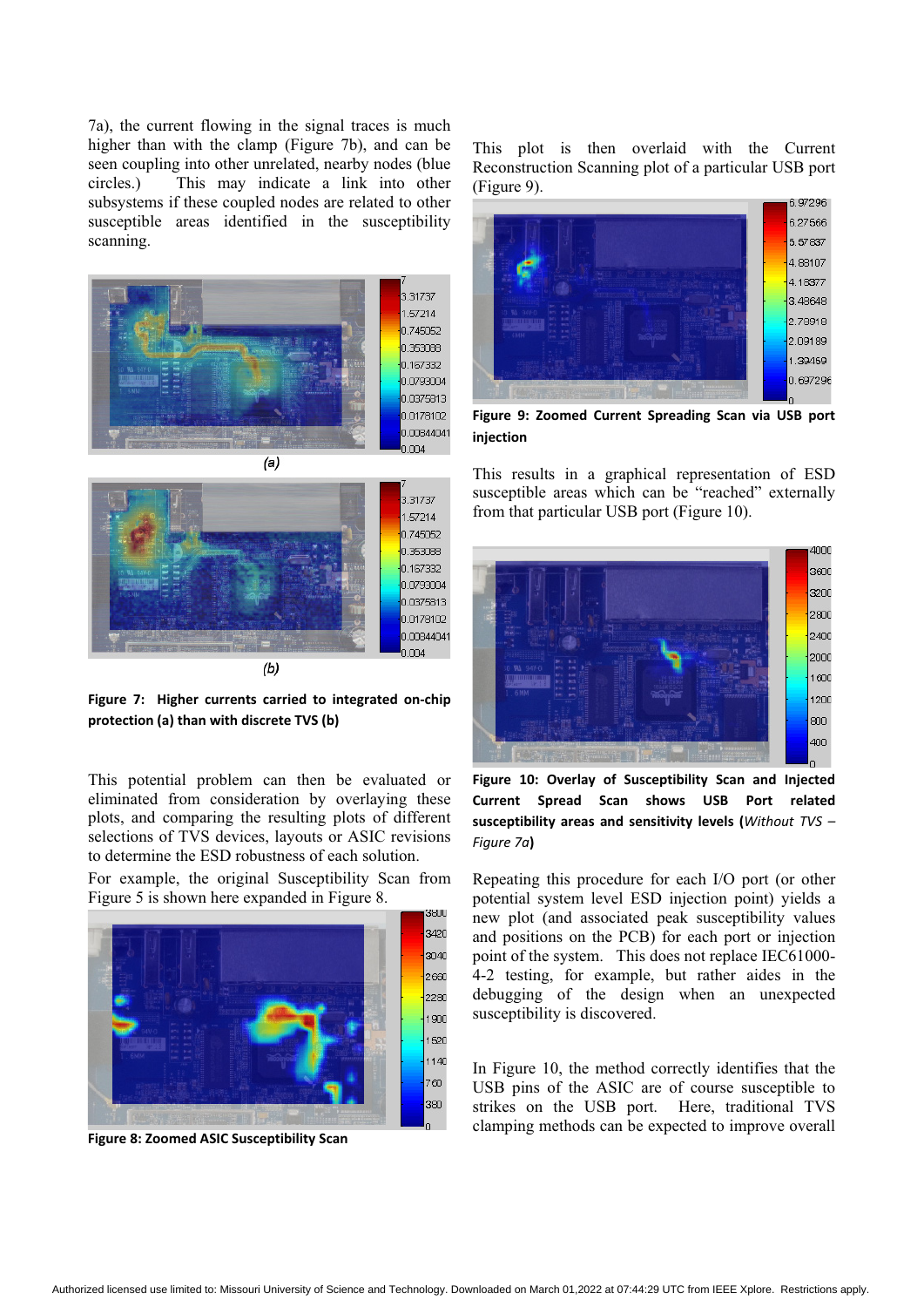7a), the current flowing in the signal traces is much higher than with the clamp (Figure 7b), and can be seen coupling into other unrelated, nearby nodes (blue circles.) This may indicate a link into other subsystems if these coupled nodes are related to other susceptible areas identified in the susceptibility scanning.

(a)

(b)

**Figure 7: Higher currents carried to integrated on-chip protection (a) than with discrete TVS (b)**

This potential problem can then be evaluated or eliminated from consideration by overlaying these plots, and comparing the resulting plots of different selections of TVS devices, layouts or ASIC revisions to determine the ESD robustness of each solution.

For example, the original Susceptibility Scan from Figure 5 is shown here expanded in Figure 8.

**Figure 8: Zoomed ASIC Susceptibility Scan**

This plot is then overlaid with the Current Reconstruction Scanning plot of a particular USB port (Figure 9).

**Figure 9: Zoomed Current Spreading Scan via USB port injection**

This results in a graphical representation of ESD susceptible areas which can be "reached" externally from that particular USB port (Figure 10).

**Figure 10: Overlay of Susceptibility Scan and Injected Current Spread Scan shows USB Port related susceptibility areas and sensitivity levels (*Without TVS – Figure 7a*)**

Repeating this procedure for each I/O port (or other potential system level ESD injection point) yields a new plot (and associated peak susceptibility values and positions on the PCB) for each port or injection point of the system. This does not replace IEC61000-4-2 testing, for example, but rather aides in the debugging of the design when an unexpected susceptibility is discovered.

In Figure 10, the method correctly identifies that the USB pins of the ASIC are of course susceptible to strikes on the USB port. Here, traditional TVS clamping methods can be expected to improve overall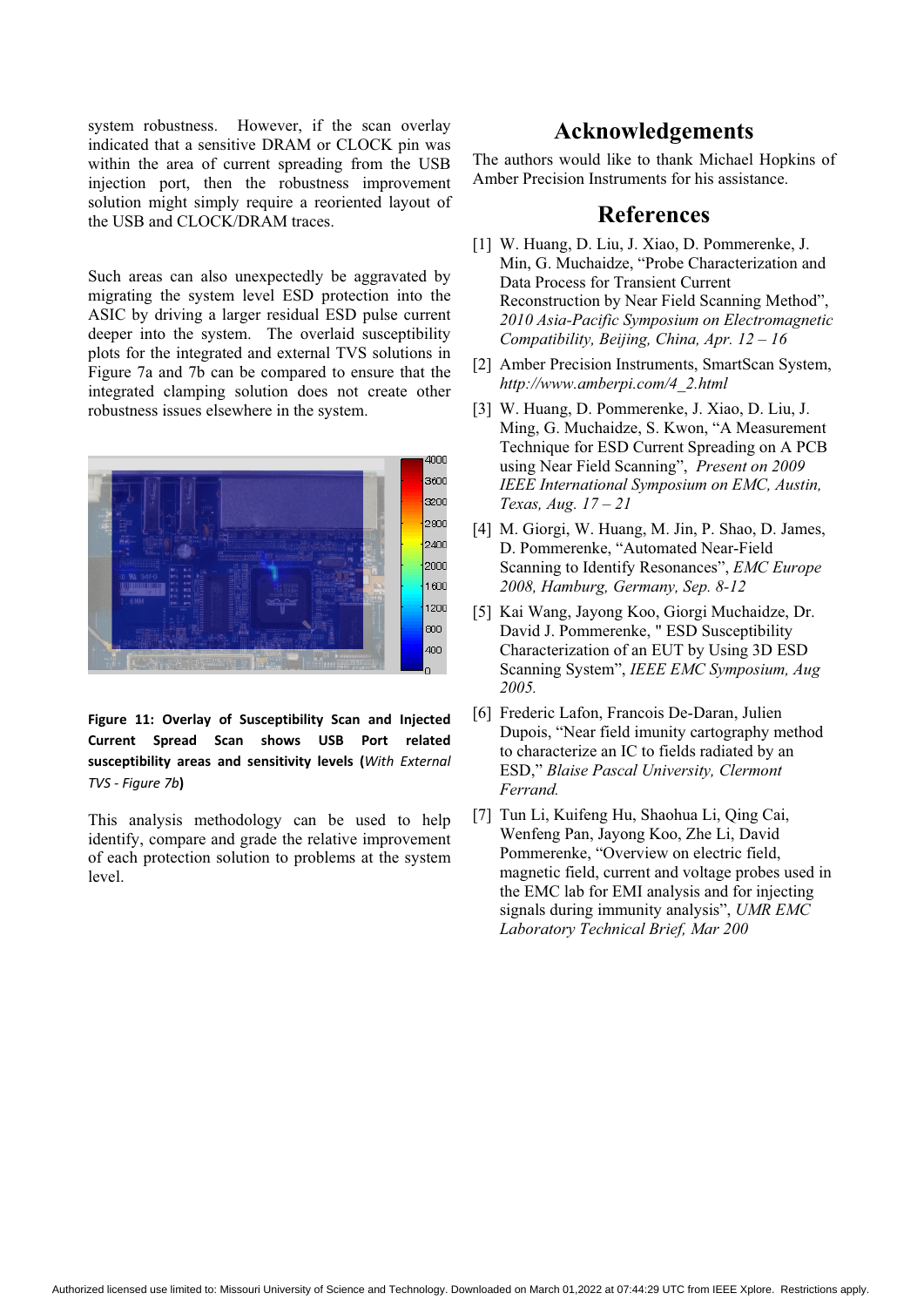system robustness. However, if the scan overlay indicated that a sensitive DRAM or CLOCK pin was within the area of current spreading from the USB injection port, then the robustness improvement solution might simply require a reoriented layout of the USB and CLOCK/DRAM traces.

Such areas can also unexpectedly be aggravated by migrating the system level ESD protection into the ASIC by driving a larger residual ESD pulse current deeper into the system. The overlaid susceptibility plots for the integrated and external TVS solutions in Figure 7a and 7b can be compared to ensure that the integrated clamping solution does not create other robustness issues elsewhere in the system.

**Figure 11: Overlay of Susceptibility Scan and Injected Current Spread Scan shows USB Port related susceptibility areas and sensitivity levels (*With External TVS - Figure 7b*)**

This analysis methodology can be used to help identify, compare and grade the relative improvement of each protection solution to problems at the system level.

## Acknowledgements

The authors would like to thank Michael Hopkins of Amber Precision Instruments for his assistance.

## References

[1] W. Huang, D. Liu, J. Xiao, D. Pommerenke, J. Min, G. Muchaidze, "Probe Characterization and Data Process for Transient Current Reconstruction by Near Field Scanning Method", *2010 Asia-Pacific Symposium on Electromagnetic Compatibility, Beijing, China, Apr. 12 – 16*

[2] Amber Precision Instruments, SmartScan System, *http://www.amberpi.com/4_2.html*

[3] W. Huang, D. Pommerenke, J. Xiao, D. Liu, J. Ming, G. Muchaidze, S. Kwon, "A Measurement Technique for ESD Current Spreading on A PCB using Near Field Scanning", *Present on 2009 IEEE International Symposium on EMC, Austin, Texas, Aug. 17 – 21*

[4] M. Giorgi, W. Huang, M. Jin, P. Shao, D. James, D. Pommerenke, "Automated Near-Field Scanning to Identify Resonances", *EMC Europe 2008, Hamburg, Germany, Sep. 8-12*

[5] Kai Wang, Jayong Koo, Giorgi Muchaidze, Dr. David J. Pommerenke, " ESD Susceptibility Characterization of an EUT by Using 3D ESD Scanning System", *IEEE EMC Symposium, Aug 2005.*

[6] Frederic Lafon, Francois De-Daran, Julien Dupois, "Near field imunity cartography method to characterize an IC to fields radiated by an ESD," *Blaise Pascal University, Clermont Ferrand.*

[7] Tun Li, Kuifeng Hu, Shaohua Li, Qing Cai, Wenfeng Pan, Jayong Koo, Zhe Li, David Pommerenke, "Overview on electric field, magnetic field, current and voltage probes used in the EMC lab for EMI analysis and for injecting signals during immunity analysis", *UMR EMC Laboratory Technical Brief, Mar 200*